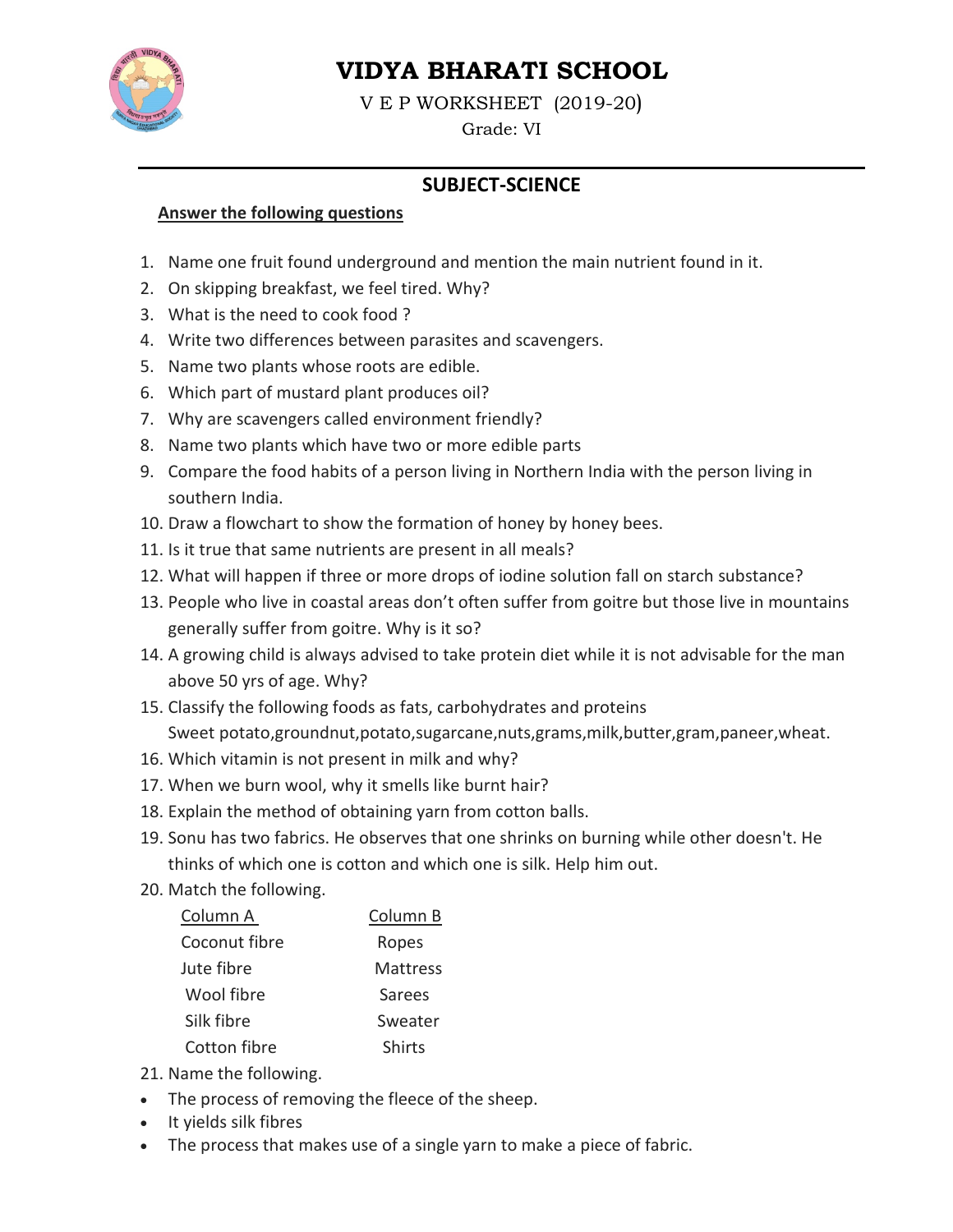# VIDYA BHARATI SCHOOL

V E P WORKSHEET (2019-20)

Grade: VI

## SUBJECT-SCIENCE

**Answer the following questions**

1. Name one fruit found underground and mention the main nutrient found in it.
2. On skipping breakfast, we feel tired. Why?
3. What is the need to cook food ?
4. Write two differences between parasites and scavengers.
5. Name two plants whose roots are edible.
6. Which part of mustard plant produces oil?
7. Why are scavengers called environment friendly?
8. Name two plants which have two or more edible parts
9. Compare the food habits of a person living in Northern India with the person living in southern India.
10. Draw a flowchart to show the formation of honey by honey bees.
11. Is it true that same nutrients are present in all meals?
12. What will happen if three or more drops of iodine solution fall on starch substance?
13. People who live in coastal areas don't often suffer from goitre but those live in mountains generally suffer from goitre. Why is it so?
14. A growing child is always advised to take protein diet while it is not advisable for the man above 50 yrs of age. Why?
15. Classify the following foods as fats, carbohydrates and proteins
    Sweet potato,groundnut,potato,sugarcane,nuts,grams,milk,butter,gram,paneer,wheat.
16. Which vitamin is not present in milk and why?
17. When we burn wool, why it smells like burnt hair?
18. Explain the method of obtaining yarn from cotton balls.
19. Sonu has two fabrics. He observes that one shrinks on burning while other doesn't. He thinks of which one is cotton and which one is silk. Help him out.
20. Match the following.

| Column A | Column B |
|---|---|
| Coconut fibre | Ropes |
| Jute fibre | Mattress |
| Wool fibre | Sarees |
| Silk fibre | Sweater |
| Cotton fibre | Shirts |

21. Name the following.

- The process of removing the fleece of the sheep.
- It yields silk fibres
- The process that makes use of a single yarn to make a piece of fabric.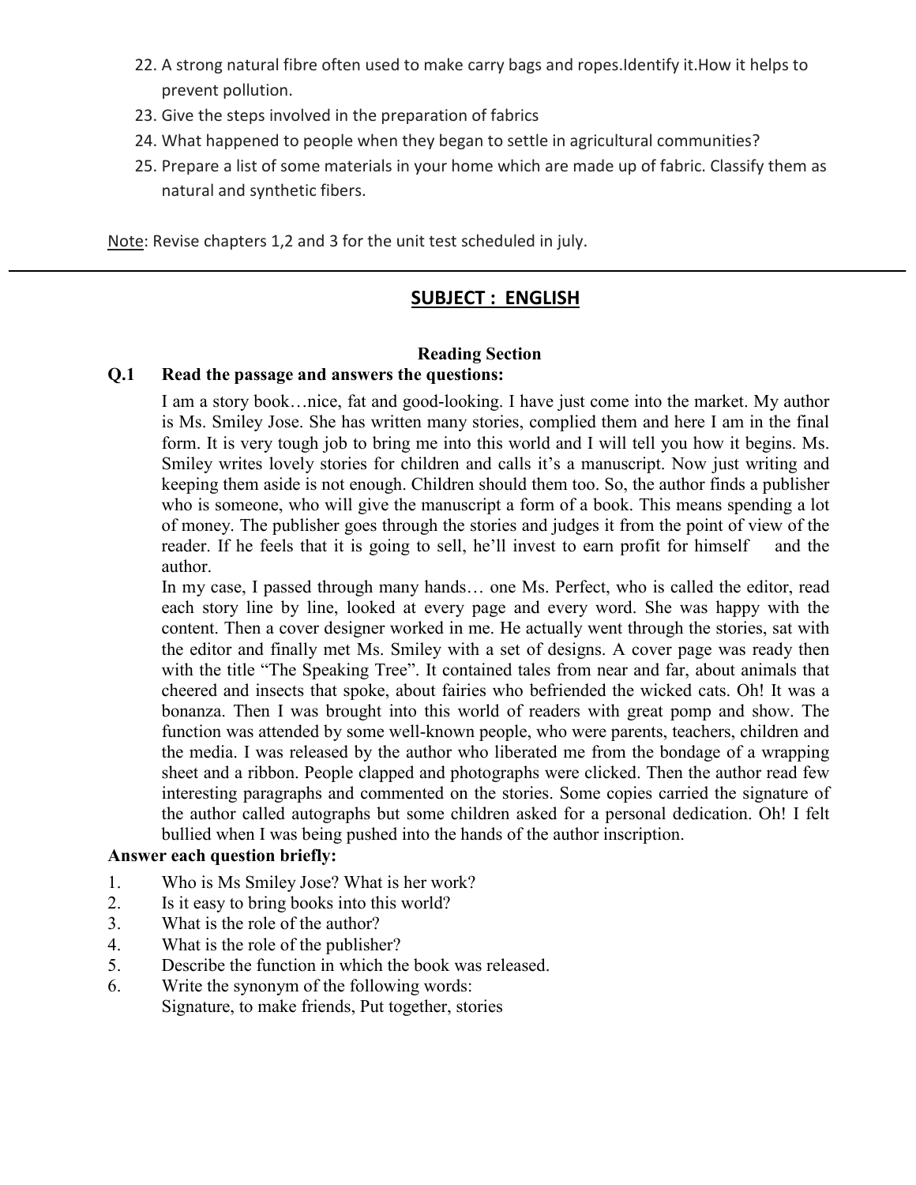22. A strong natural fibre often used to make carry bags and ropes.Identify it.How it helps to prevent pollution.
23. Give the steps involved in the preparation of fabrics
24. What happened to people when they began to settle in agricultural communities?
25. Prepare a list of some materials in your home which are made up of fabric. Classify them as natural and synthetic fibers.

<u>Note</u>: Revise chapters 1,2 and 3 for the unit test scheduled in july.

---

## <u>SUBJECT : ENGLISH</u>

### Reading Section

**Q.1 Read the passage and answers the questions:**

I am a story book…nice, fat and good-looking. I have just come into the market. My author is Ms. Smiley Jose. She has written many stories, complied them and here I am in the final form. It is very tough job to bring me into this world and I will tell you how it begins. Ms. Smiley writes lovely stories for children and calls it's a manuscript. Now just writing and keeping them aside is not enough. Children should them too. So, the author finds a publisher who is someone, who will give the manuscript a form of a book. This means spending a lot of money. The publisher goes through the stories and judges it from the point of view of the reader. If he feels that it is going to sell, he'll invest to earn profit for himself and the author.

In my case, I passed through many hands… one Ms. Perfect, who is called the editor, read each story line by line, looked at every page and every word. She was happy with the content. Then a cover designer worked in me. He actually went through the stories, sat with the editor and finally met Ms. Smiley with a set of designs. A cover page was ready then with the title "The Speaking Tree". It contained tales from near and far, about animals that cheered and insects that spoke, about fairies who befriended the wicked cats. Oh! It was a bonanza. Then I was brought into this world of readers with great pomp and show. The function was attended by some well-known people, who were parents, teachers, children and the media. I was released by the author who liberated me from the bondage of a wrapping sheet and a ribbon. People clapped and photographs were clicked. Then the author read few interesting paragraphs and commented on the stories. Some copies carried the signature of the author called autographs but some children asked for a personal dedication. Oh! I felt bullied when I was being pushed into the hands of the author inscription.

**Answer each question briefly:**

1. Who is Ms Smiley Jose? What is her work?
2. Is it easy to bring books into this world?
3. What is the role of the author?
4. What is the role of the publisher?
5. Describe the function in which the book was released.
6. Write the synonym of the following words:
   Signature, to make friends, Put together, stories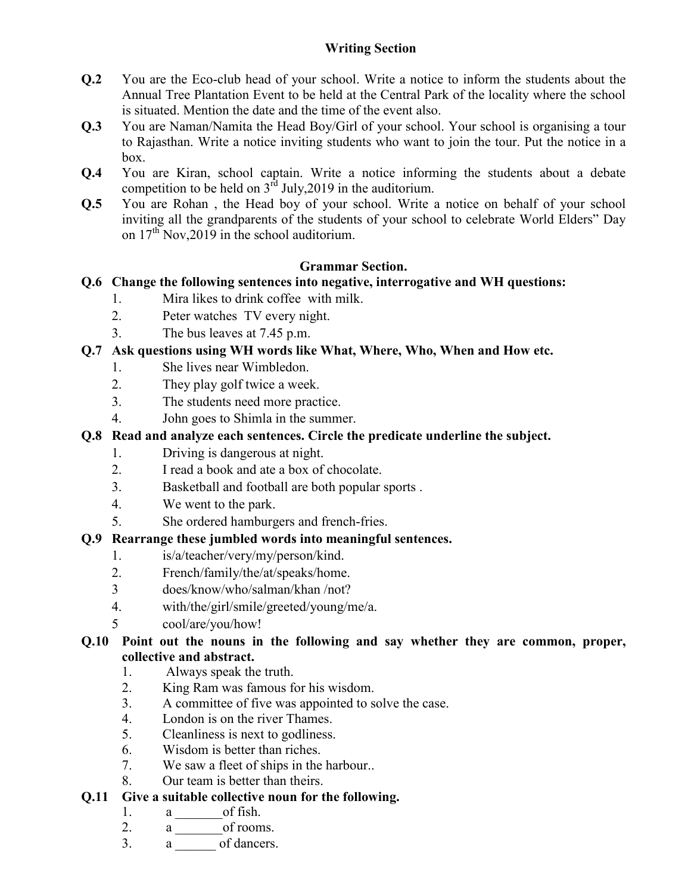## Writing Section

**Q.2** You are the Eco-club head of your school. Write a notice to inform the students about the Annual Tree Plantation Event to be held at the Central Park of the locality where the school is situated. Mention the date and the time of the event also.

**Q.3** You are Naman/Namita the Head Boy/Girl of your school. Your school is organising a tour to Rajasthan. Write a notice inviting students who want to join the tour. Put the notice in a box.

**Q.4** You are Kiran, school captain. Write a notice informing the students about a debate competition to be held on 3rd July,2019 in the auditorium.

**Q.5** You are Rohan , the Head boy of your school. Write a notice on behalf of your school inviting all the grandparents of the students of your school to celebrate World Elders" Day on 17th Nov,2019 in the school auditorium.

## Grammar Section.

**Q.6 Change the following sentences into negative, interrogative and WH questions:**

1. Mira likes to drink coffee with milk.
2. Peter watches TV every night.
3. The bus leaves at 7.45 p.m.

**Q.7 Ask questions using WH words like What, Where, Who, When and How etc.**

1. She lives near Wimbledon.
2. They play golf twice a week.
3. The students need more practice.
4. John goes to Shimla in the summer.

**Q.8 Read and analyze each sentences. Circle the predicate underline the subject.**

1. Driving is dangerous at night.
2. I read a book and ate a box of chocolate.
3. Basketball and football are both popular sports .
4. We went to the park.
5. She ordered hamburgers and french-fries.

**Q.9 Rearrange these jumbled words into meaningful sentences.**

1. is/a/teacher/very/my/person/kind.
2. French/family/the/at/speaks/home.
3. does/know/who/salman/khan /not?
4. with/the/girl/smile/greeted/young/me/a.
5. cool/are/you/how!

**Q.10 Point out the nouns in the following and say whether they are common, proper, collective and abstract.**

1. Always speak the truth.
2. King Ram was famous for his wisdom.
3. A committee of five was appointed to solve the case.
4. London is on the river Thames.
5. Cleanliness is next to godliness.
6. Wisdom is better than riches.
7. We saw a fleet of ships in the harbour..
8. Our team is better than theirs.

**Q.11 Give a suitable collective noun for the following.**

1. a _______of fish.
2. a _______of rooms.
3. a ______ of dancers.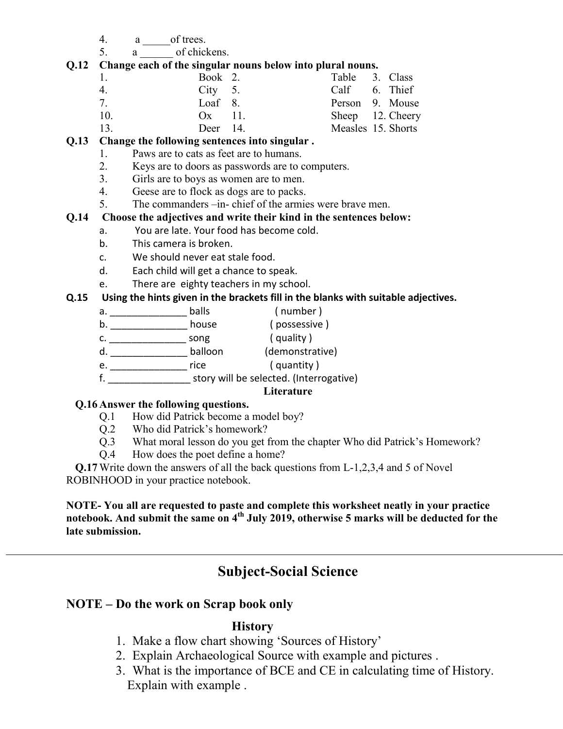4. a _____of trees.
5. a ______ of chickens.

**Q.12 Change each of the singular nouns below into plural nouns.**

| | | | | | |
|---|---|---|---|---|---|
| 1. | Book | 2. | Table | 3. | Class |
| 4. | City | 5. | Calf | 6. | Thief |
| 7. | Loaf | 8. | Person | 9. | Mouse |
| 10. | Ox | 11. | Sheep | 12. | Cheery |
| 13. | Deer | 14. | Measles | 15. | Shorts |

**Q.13 Change the following sentences into singular .**

1. Paws are to cats as feet are to humans.
2. Keys are to doors as passwords are to computers.
3. Girls are to boys as women are to men.
4. Geese are to flock as dogs are to packs.
5. The commanders –in- chief of the armies were brave men.

**Q.14 Choose the adjectives and write their kind in the sentences below:**

a. You are late. Your food has become cold.
b. This camera is broken.
c. We should never eat stale food.
d. Each child will get a chance to speak.
e. There are eighty teachers in my school.

**Q.15 Using the hints given in the brackets fill in the blanks with suitable adjectives.**

a. ______________ balls ( number )
b. ______________ house ( possessive )
c. ______________ song ( quality )
d. ______________ balloon (demonstrative)
e. ______________ rice ( quantity )
f. _______________ story will be selected. (Interrogative)

**Literature**

**Q.16 Answer the following questions.**

Q.1 How did Patrick become a model boy?
Q.2 Who did Patrick's homework?
Q.3 What moral lesson do you get from the chapter Who did Patrick's Homework?
Q.4 How does the poet define a home?

**Q.17** Write down the answers of all the back questions from L-1,2,3,4 and 5 of Novel ROBINHOOD in your practice notebook.

**NOTE- You all are requested to paste and complete this worksheet neatly in your practice notebook. And submit the same on 4th July 2019, otherwise 5 marks will be deducted for the late submission.**

---

# Subject-Social Science

## NOTE – Do the work on Scrap book only

### History

1. Make a flow chart showing 'Sources of History'
2. Explain Archaeological Source with example and pictures .
3. What is the importance of BCE and CE in calculating time of History. Explain with example .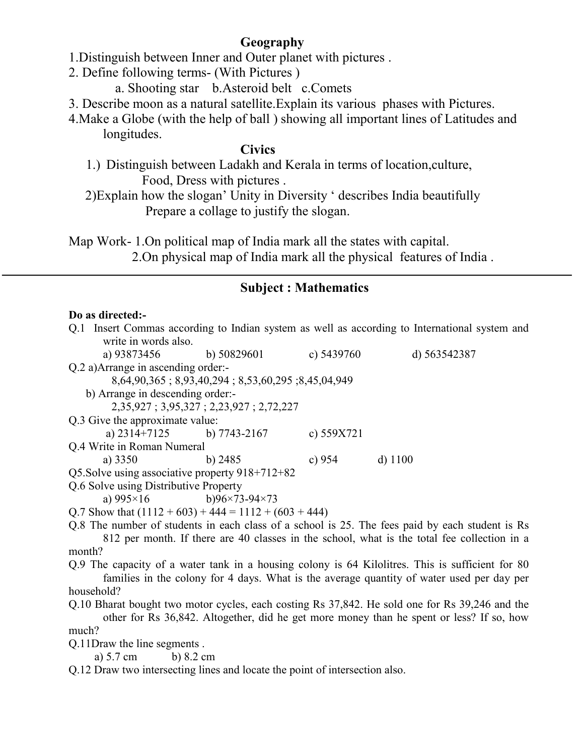## Geography

1.Distinguish between Inner and Outer planet with pictures .

2. Define following terms- (With Pictures )

   a. Shooting star  b.Asteroid belt  c.Comets

3. Describe moon as a natural satellite.Explain its various phases with Pictures.

4.Make a Globe (with the help of ball ) showing all important lines of Latitudes and longitudes.

## Civics

1.) Distinguish between Ladakh and Kerala in terms of location,culture, Food, Dress with pictures .

2)Explain how the slogan' Unity in Diversity ' describes India beautifully Prepare a collage to justify the slogan.

Map Work- 1.On political map of India mark all the states with capital.

2.On physical map of India mark all the physical features of India .

---

## Subject : Mathematics

**Do as directed:-**

Q.1 Insert Commas according to Indian system as well as according to International system and write in words also.

a) 93873456  b) 50829601  c) 5439760  d) 563542387

Q.2 a)Arrange in ascending order:-

8,64,90,365 ; 8,93,40,294 ; 8,53,60,295 ;8,45,04,949

b) Arrange in descending order:-

2,35,927 ; 3,95,327 ; 2,23,927 ; 2,72,227

Q.3 Give the approximate value:

a) 2314+7125  b) 7743-2167  c) 559X721

Q.4 Write in Roman Numeral

a) 3350  b) 2485  c) 954  d) 1100

Q5.Solve using associative property 918+712+82

Q.6 Solve using Distributive Property

a) $995 \times 16$  b)$96 \times 73 - 94 \times 73$

Q.7 Show that $(1112 + 603) + 444 = 1112 + (603 + 444)$

Q.8 The number of students in each class of a school is 25. The fees paid by each student is Rs 812 per month. If there are 40 classes in the school, what is the total fee collection in a month?

Q.9 The capacity of a water tank in a housing colony is 64 Kilolitres. This is sufficient for 80 families in the colony for 4 days. What is the average quantity of water used per day per household?

Q.10 Bharat bought two motor cycles, each costing Rs 37,842. He sold one for Rs 39,246 and the other for Rs 36,842. Altogether, did he get more money than he spent or less? If so, how much?

Q.11Draw the line segments .

a) 5.7 cm  b) 8.2 cm

Q.12 Draw two intersecting lines and locate the point of intersection also.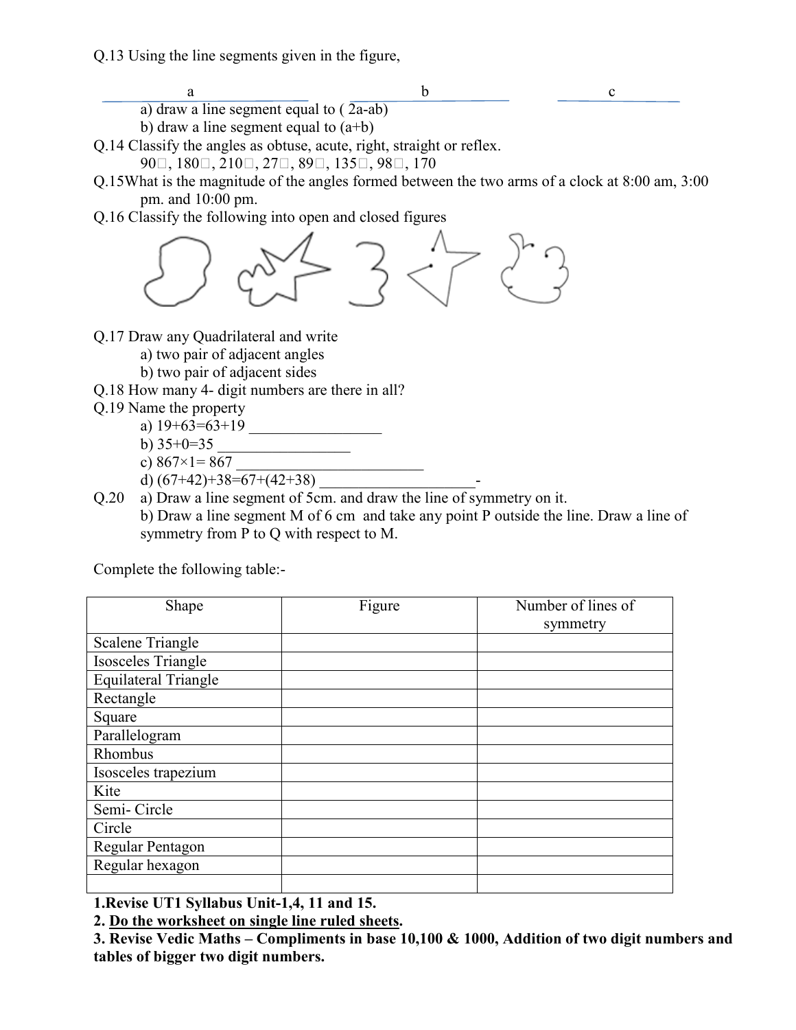Q.13 Using the line segments given in the figure,

a b c

a) draw a line segment equal to ( 2a-ab)

b) draw a line segment equal to (a+b)

Q.14 Classify the angles as obtuse, acute, right, straight or reflex.

90□, 180□, 210□, 27□, 89□, 135□, 98□, 170

Q.15What is the magnitude of the angles formed between the two arms of a clock at 8:00 am, 3:00 pm. and 10:00 pm.

Q.16 Classify the following into open and closed figures

Q.17 Draw any Quadrilateral and write

a) two pair of adjacent angles

b) two pair of adjacent sides

Q.18 How many 4- digit numbers are there in all?

Q.19 Name the property

a) 19+63=63+19 _________________

b) 35+0=35 _________________

c) 867×1= 867 ___________________

d) (67+42)+38=67+(42+38) ___________________-

Q.20 a) Draw a line segment of 5cm. and draw the line of symmetry on it.

b) Draw a line segment M of 6 cm and take any point P outside the line. Draw a line of symmetry from P to Q with respect to M.

Complete the following table:-

| Shape | Figure | Number of lines of symmetry |
|---|---|---|
| Scalene Triangle | | |
| Isosceles Triangle | | |
| Equilateral Triangle | | |
| Rectangle | | |
| Square | | |
| Parallelogram | | |
| Rhombus | | |
| Isosceles trapezium | | |
| Kite | | |
| Semi- Circle | | |
| Circle | | |
| Regular Pentagon | | |
| Regular hexagon | | |
| | | |

**1.Revise UT1 Syllabus Unit-1,4, 11 and 15.**

**2. <u>Do the worksheet on single line ruled sheets</u>.**

**3. Revise Vedic Maths – Compliments in base 10,100 & 1000, Addition of two digit numbers and tables of bigger two digit numbers.**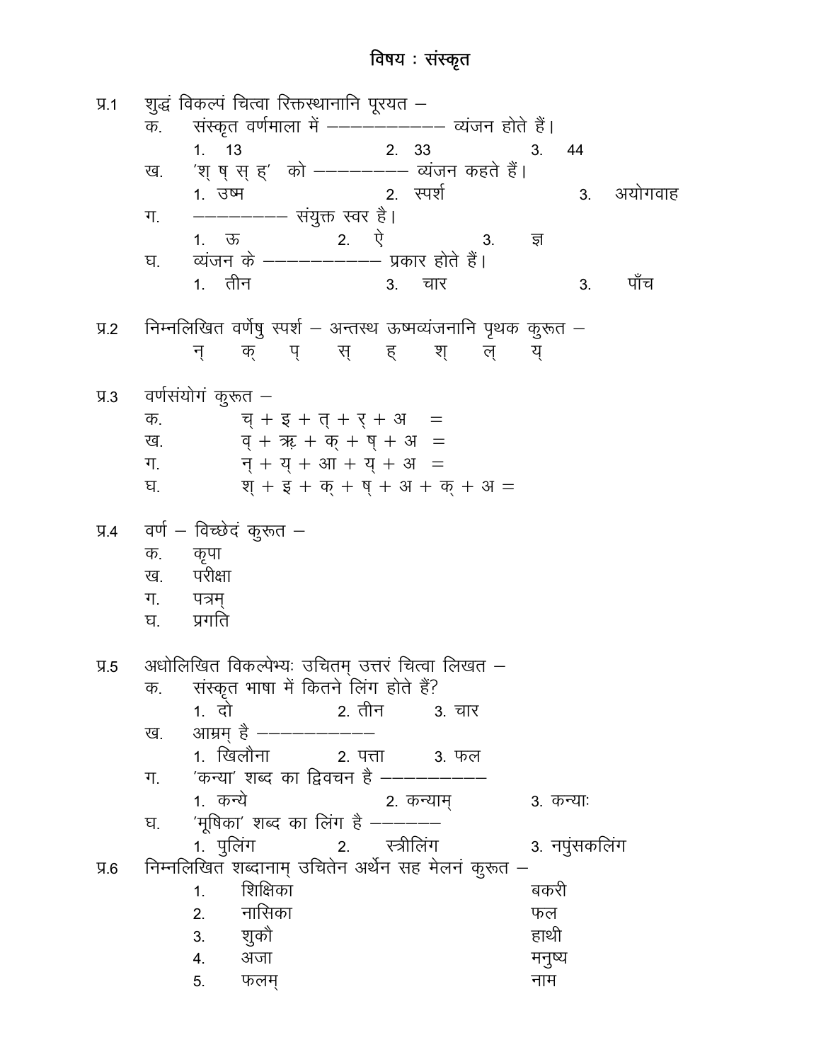# विषय : संस्कृत

**प्र.1** शुद्धं विकल्पं चित्वा रिक्तस्थानानि पूरयत –

क. संस्कृत वर्णमाला में ––––––––––– व्यंजन होते हैं।

1. 13 2. 33 3. 44

ख. 'श् ष् स् ह्' को ––––––––– व्यंजन कहते हैं।

1. उष्म 2. स्पर्श 3. अयोगवाह

ग. ––––––––– संयुक्त स्वर है।

1. ऊ 2. ऐ 3. ज्ञ

घ. व्यंजन के ––––––––––– प्रकार होते हैं।

1. तीन 3. चार 3. पाँच

**प्र.2** निम्नलिखित वर्णेषु स्पर्श – अन्तस्थ ऊष्मव्यंजनानि पृथक कुरूत –

न् क् प् स् ह् श् ल् य्

**प्र.3** वर्णसंयोगं कुरूत –

क. च् + इ + त् + र् + अ =

ख. व् + ॠ + क् + ष् + अ =

ग. न् + य् + आ + य् + अ =

घ. श् + इ + क् + ष् + अ + क् + अ =

**प्र.4** वर्ण – विच्छेदं कुरूत –

क. कृपा

ख. परीक्षा

ग. पत्रम्

घ. प्रगति

**प्र.5** अधोलिखित विकल्पेभ्यः उचितम् उत्तरं चित्वा लिखत –

क. संस्कृत भाषा में कितने लिंग होते हैं?

1. दो 2. तीन 3. चार

ख. आम्रम् है –––––––––––

1. खिलौना 2. पत्ता 3. फल

ग. 'कन्या' शब्द का द्विवचन है ––––––––––

1. कन्ये 2. कन्याम् 3. कन्याः

घ. 'मूषिका' शब्द का लिंग है ––––––

1. पुलिंग 2. स्त्रीलिंग 3. नपुंसकलिंग

**प्र.6** निम्नलिखित शब्दानाम् उचितेन अर्थेन सह मेलनं कुरूत –

| | | |
|---|---|---|
| 1. | शिक्षिका | बकरी |
| 2. | नासिका | फल |
| 3. | शुकौ | हाथी |
| 4. | अजा | मनुष्य |
| 5. | फलम् | नाम |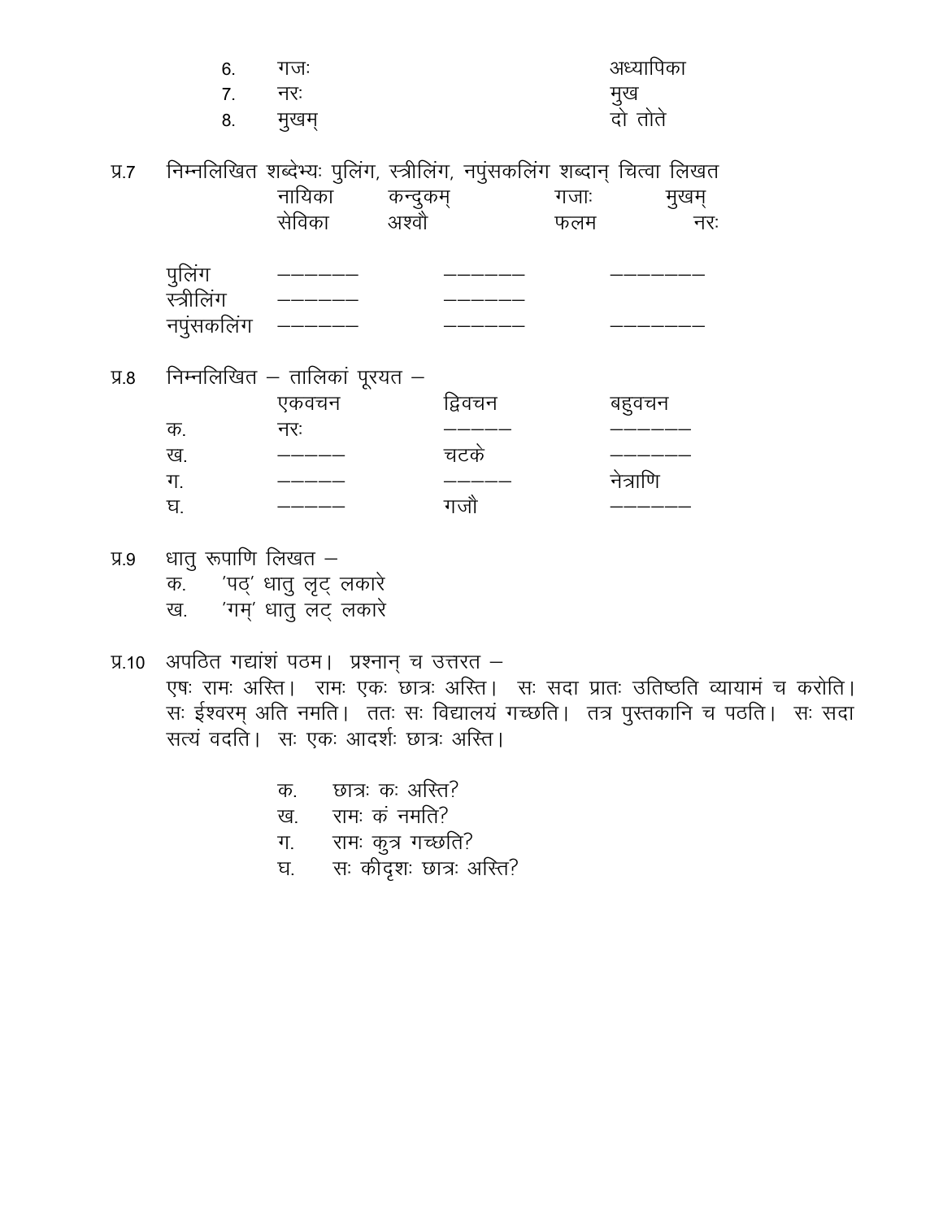| | | |
|---|---|---|
| 6. | गजः | अध्यापिका |
| 7. | नरः | मुख |
| 8. | मुखम् | दो तोते |

प्र.7 निम्नलिखित शब्देभ्यः पुलिंग, स्त्रीलिंग, नपुंसकलिंग शब्दान् चित्वा लिखत

| | | | |
|---|---|---|---|
| नायिका | कन्दुकम् | गजाः | मुखम् |
| सेविका | अश्वौ | फलम | नरः |

| | | | |
|---|---|---|---|
| पुलिंग | —————— | —————— | ——————— |
| स्त्रीलिंग | —————— | —————— | |
| नपुंसकलिंग | —————— | —————— | ——————— |

प्र.8 निम्नलिखित – तालिकां पूरयत –

| | एकवचन | द्विवचन | बहुवचन |
|---|---|---|---|
| क. | नरः | ————— | —————— |
| ख. | ————— | चटके | —————— |
| ग. | ————— | ————— | नेत्राणि |
| घ. | ————— | गजौ | —————— |

प्र.9 धातु रूपाणि लिखत –

क. 'पठ्' धातु लृट् लकारे

ख. 'गम्' धातु लट् लकारे

प्र.10 अपठित गद्यांशं पठम। प्रश्नान् च उत्तरत –

एषः रामः अस्ति। रामः एकः छात्रः अस्ति। सः सदा प्रातः उतिष्ठति व्यायामं च करोति। सः ईश्वरम् अति नमति। ततः सः विद्यालयं गच्छति। तत्र पुस्तकानि च पठति। सः सदा सत्यं वदति। सः एकः आदर्शः छात्रः अस्ति।

क. छात्रः कः अस्ति?

ख. रामः कं नमति?

ग. रामः कुत्र गच्छति?

घ. सः कीदृशः छात्रः अस्ति?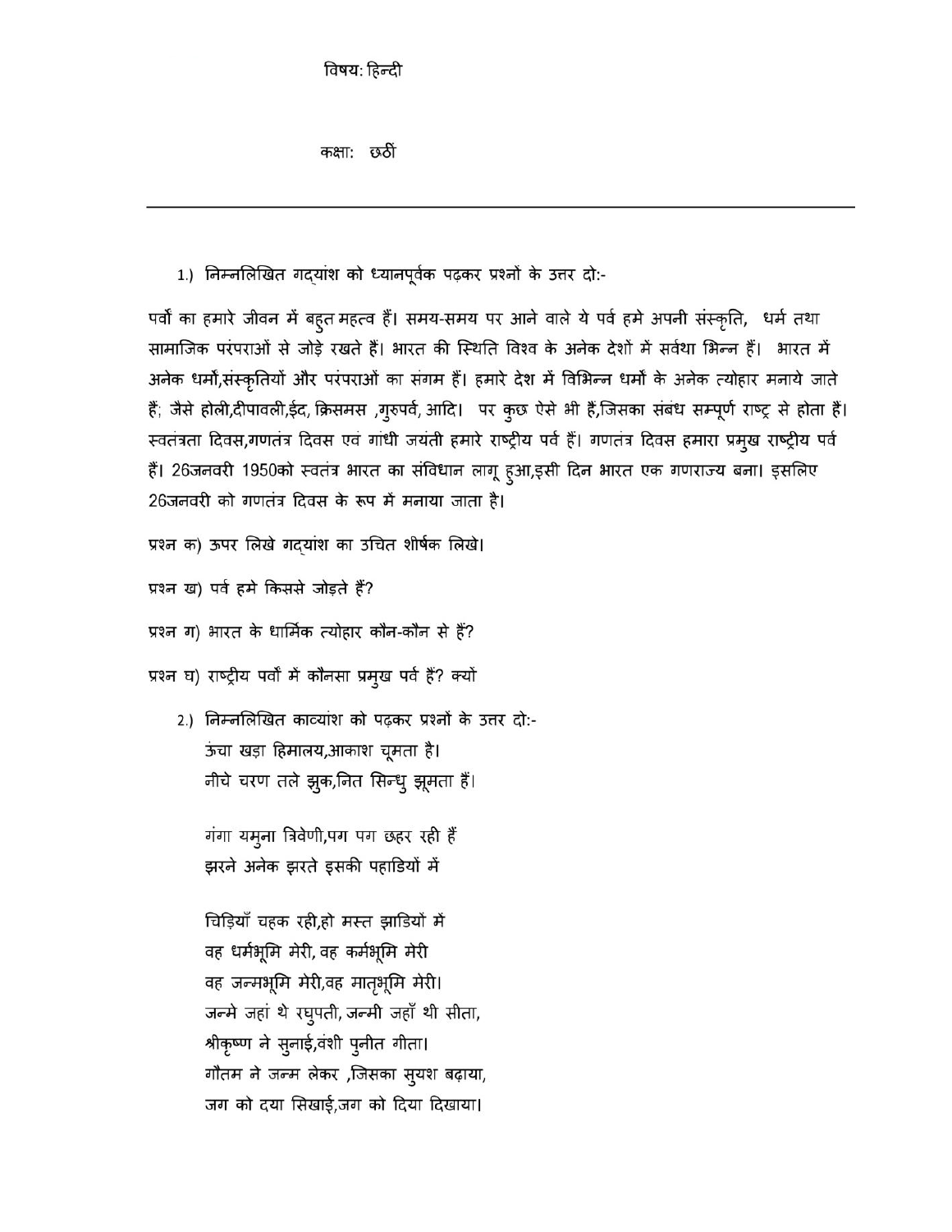विषय: हिन्दी

कक्षा: छठीं

---

1.) निम्नलिखित गद्यांश को ध्यानपूर्वक पढ़कर प्रश्नों के उत्तर दो:-

पर्वों का हमारे जीवन में बहुत महत्व हैं। समय-समय पर आने वाले ये पर्व हमे अपनी संस्कृति, धर्म तथा सामाजिक परंपराओं से जोड़े रखते हैं। भारत की स्थिति विश्व के अनेक देशों में सर्वथा भिन्न हैं। भारत में अनेक धर्मों,संस्कृतियों और परंपराओं का संगम हैं। हमारे देश में विभिन्न धर्मों के अनेक त्योहार मनाये जाते हैं; जैसे होली,दीपावली,ईद, क्रिसमस ,गुरुपर्व, आदि। पर कुछ ऐसे भी हैं,जिसका संबंध सम्पूर्ण राष्ट्र से होता हैं। स्वतंत्रता दिवस,गणतंत्र दिवस एवं गांधी जयंती हमारे राष्ट्रीय पर्व हैं। गणतंत्र दिवस हमारा प्रमुख राष्ट्रीय पर्व हैं। 26जनवरी 1950को स्वतंत्र भारत का संविधान लागू हुआ,इसी दिन भारत एक गणराज्य बना। इसलिए 26जनवरी को गणतंत्र दिवस के रूप में मनाया जाता है।

प्रश्न क) ऊपर लिखे गद्यांश का उचित शीर्षक लिखे।

प्रश्न ख) पर्व हमे किससे जोड़ते हैं?

प्रश्न ग) भारत के धार्मिक त्योहार कौन-कौन से हैं?

प्रश्न घ) राष्ट्रीय पर्वों में कौनसा प्रमुख पर्व हैं? क्यों

2.) निम्नलिखित काव्यांश को पढ़कर प्रश्नों के उत्तर दो:-

ऊंचा खड़ा हिमालय,आकाश चूमता है।
नीचे चरण तले झुक,नित सिन्धु झूमता हैं।

गंगा यमुना त्रिवेणी,पग पग छहर रही हैं
झरने अनेक झरते इसकी पहाडियों में

चिड़ियाँ चहक रही,हो मस्त झाडियों में
वह धर्मभूमि मेरी, वह कर्मभूमि मेरी
वह जन्मभूमि मेरी,वह मातृभूमि मेरी।
जन्मे जहां थे रघुपती, जन्मी जहाँ थी सीता,
श्रीकृष्ण ने सुनाई,वंशी पुनीत गीता।
गौतम ने जन्म लेकर ,जिसका सुयश बढ़ाया,
जग को दया सिखाई,जग को दिया दिखाया।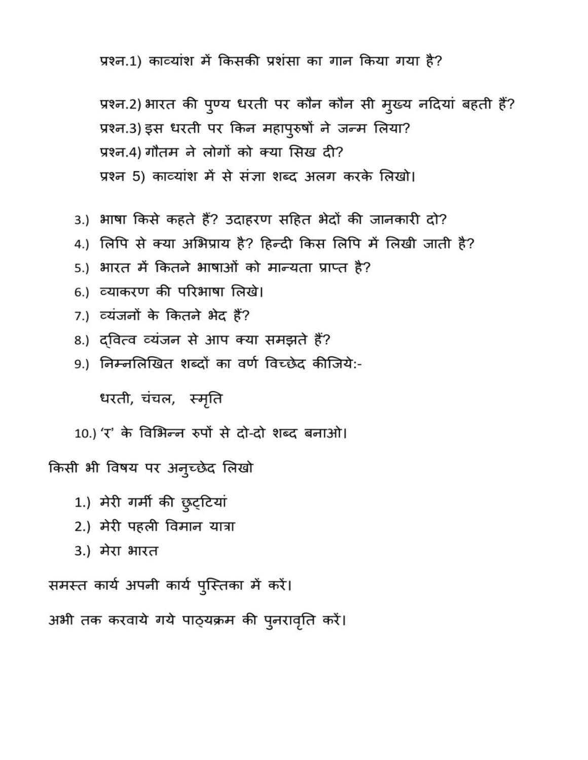प्रश्न.1) काव्यांश में किसकी प्रशंसा का गान किया गया है?

प्रश्न.2) भारत की पुण्य धरती पर कौन कौन सी मुख्य नदियां बहती हैं?

प्रश्न.3) इस धरती पर किन महापुरुषों ने जन्म लिया?

प्रश्न.4) गौतम ने लोगों को क्या सिख दी?

प्रश्न 5) काव्यांश में से संज्ञा शब्द अलग करके लिखो।

3.) भाषा किसे कहते हैं? उदाहरण सहित भेदों की जानकारी दो?

4.) लिपि से क्या अभिप्राय है? हिन्दी किस लिपि में लिखी जाती है?

5.) भारत में कितने भाषाओं को मान्यता प्राप्त है?

6.) व्याकरण की परिभाषा लिखे।

7.) व्यंजनों के कितने भेद हैं?

8.) द्वित्व व्यंजन से आप क्या समझते हैं?

9.) निम्नलिखित शब्दों का वर्ण विच्छेद कीजिये:-

धरती, चंचल, स्मृति

10.) 'र' के विभिन्न रुपों से दो-दो शब्द बनाओ।

किसी भी विषय पर अनुच्छेद लिखो

1.) मेरी गर्मी की छुट्टियां

2.) मेरी पहली विमान यात्रा

3.) मेरा भारत

समस्त कार्य अपनी कार्य पुस्तिका में करें।

अभी तक करवाये गये पाठ्यक्रम की पुनरावृति करें।